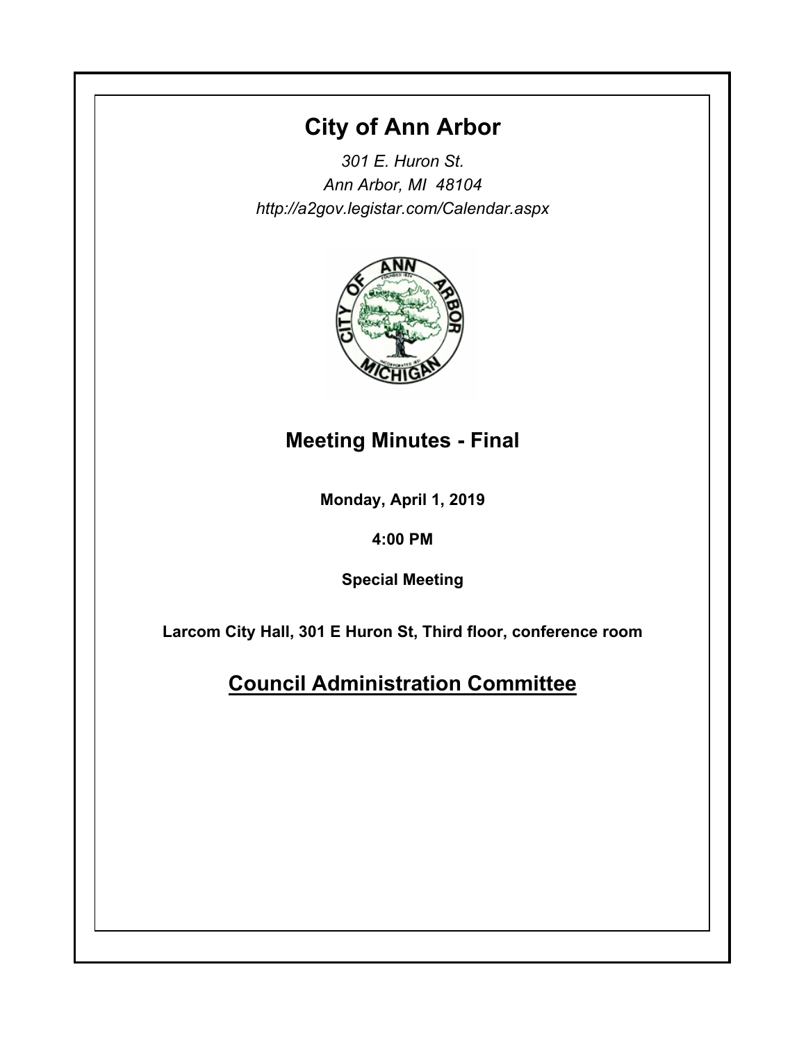# City of Ann Arbor

*301 E. Huron St.*
*Ann Arbor, MI 48104*
*http://a2gov.legistar.com/Calendar.aspx*

## Meeting Minutes - Final

**Monday, April 1, 2019**

**4:00 PM**

**Special Meeting**

**Larcom City Hall, 301 E Huron St, Third floor, conference room**

## Council Administration Committee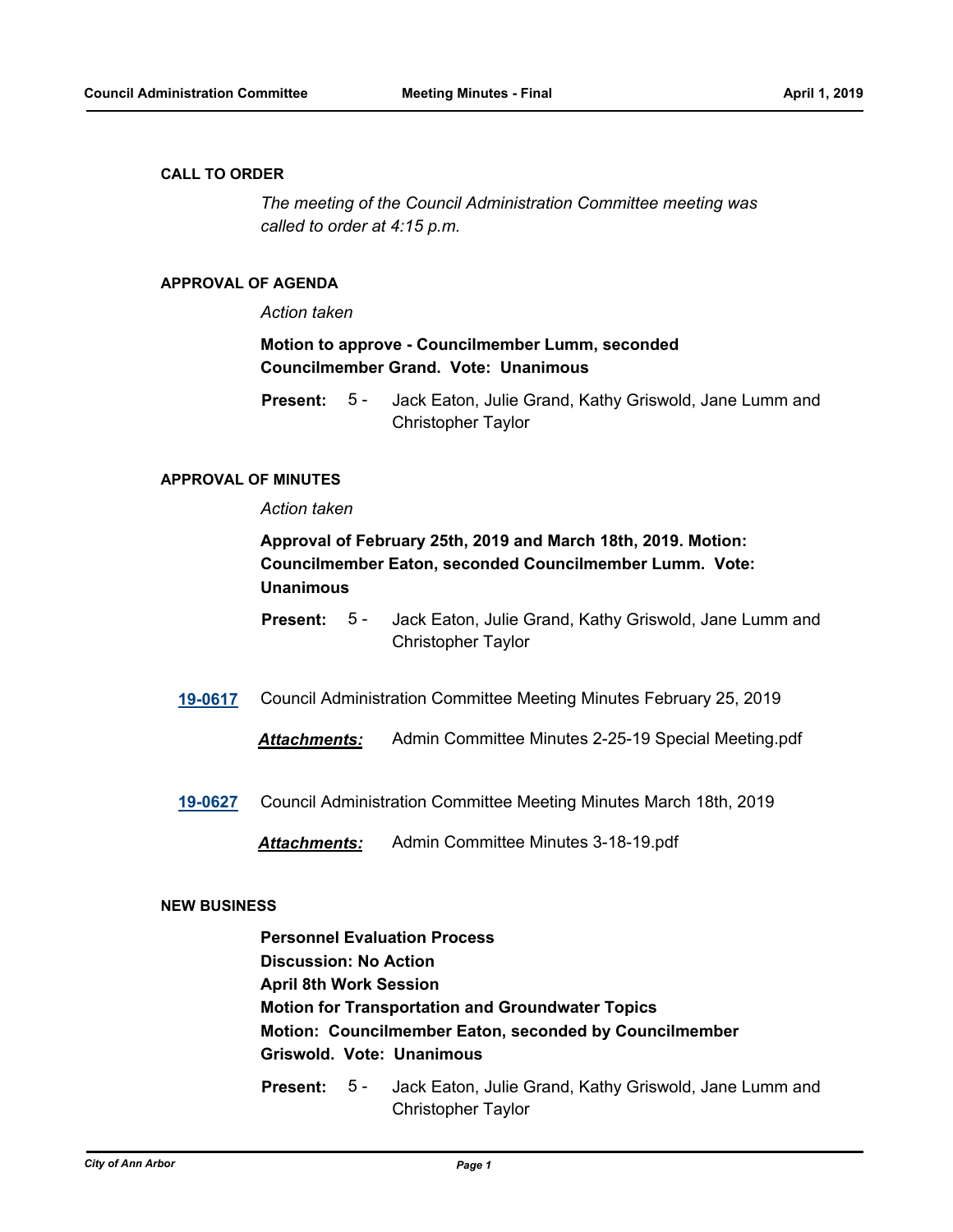## CALL TO ORDER

*The meeting of the Council Administration Committee meeting was called to order at 4:15 p.m.*

## APPROVAL OF AGENDA

*Action taken*

**Motion to approve - Councilmember Lumm, seconded Councilmember Grand. Vote: Unanimous**

**Present:** 5 - Jack Eaton, Julie Grand, Kathy Griswold, Jane Lumm and Christopher Taylor

## APPROVAL OF MINUTES

*Action taken*

**Approval of February 25th, 2019 and March 18th, 2019. Motion: Councilmember Eaton, seconded Councilmember Lumm. Vote: Unanimous**

**Present:** 5 - Jack Eaton, Julie Grand, Kathy Griswold, Jane Lumm and Christopher Taylor

**19-0617** Council Administration Committee Meeting Minutes February 25, 2019

***Attachments:*** Admin Committee Minutes 2-25-19 Special Meeting.pdf

**19-0627** Council Administration Committee Meeting Minutes March 18th, 2019

***Attachments:*** Admin Committee Minutes 3-18-19.pdf

## NEW BUSINESS

**Personnel Evaluation Process**
**Discussion: No Action**
**April 8th Work Session**
**Motion for Transportation and Groundwater Topics**
**Motion: Councilmember Eaton, seconded by Councilmember Griswold. Vote: Unanimous**

**Present:** 5 - Jack Eaton, Julie Grand, Kathy Griswold, Jane Lumm and Christopher Taylor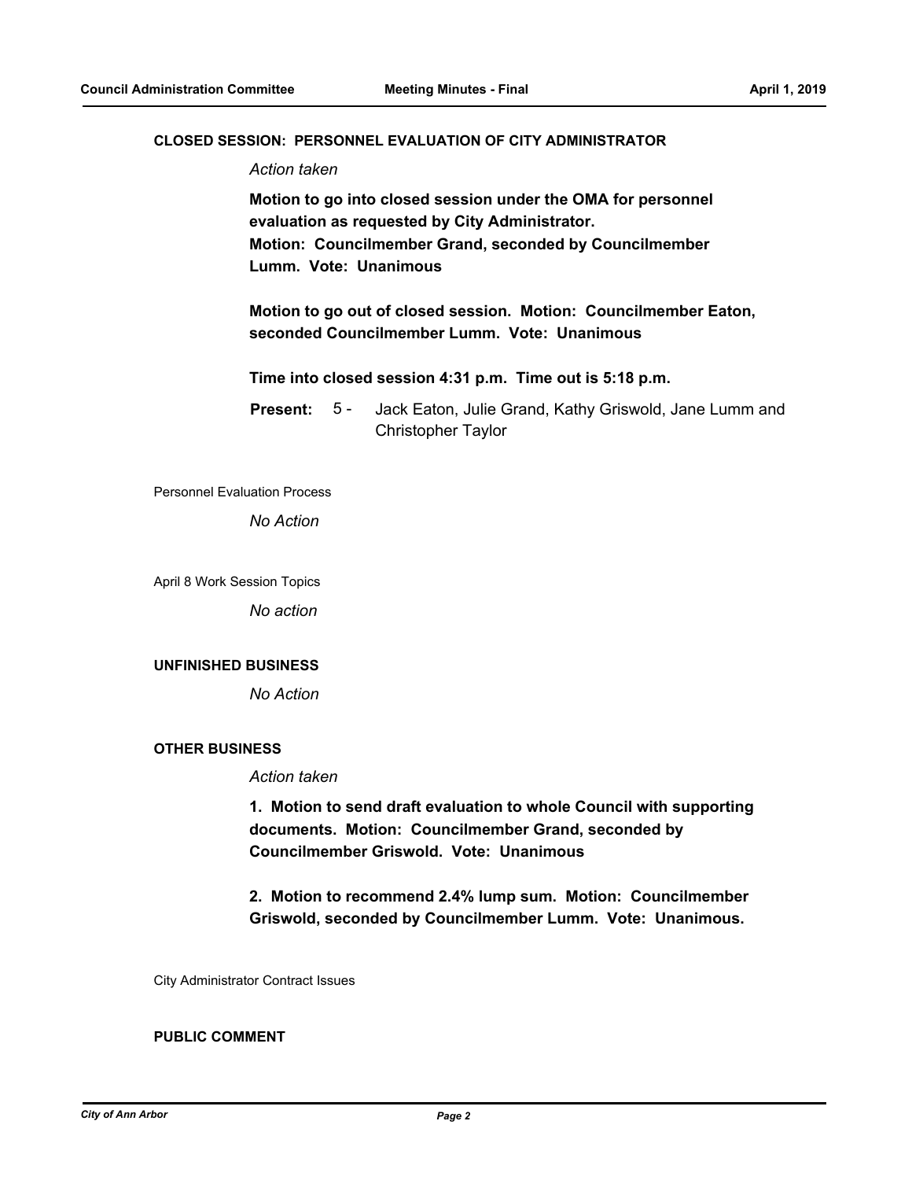## CLOSED SESSION: PERSONNEL EVALUATION OF CITY ADMINISTRATOR

*Action taken*

**Motion to go into closed session under the OMA for personnel evaluation as requested by City Administrator.**
**Motion: Councilmember Grand, seconded by Councilmember Lumm. Vote: Unanimous**

**Motion to go out of closed session. Motion: Councilmember Eaton, seconded Councilmember Lumm. Vote: Unanimous**

**Time into closed session 4:31 p.m. Time out is 5:18 p.m.**

**Present:** 5 - Jack Eaton, Julie Grand, Kathy Griswold, Jane Lumm and Christopher Taylor

Personnel Evaluation Process

*No Action*

April 8 Work Session Topics

*No action*

## UNFINISHED BUSINESS

*No Action*

## OTHER BUSINESS

*Action taken*

**1. Motion to send draft evaluation to whole Council with supporting documents. Motion: Councilmember Grand, seconded by Councilmember Griswold. Vote: Unanimous**

**2. Motion to recommend 2.4% lump sum. Motion: Councilmember Griswold, seconded by Councilmember Lumm. Vote: Unanimous.**

City Administrator Contract Issues

## PUBLIC COMMENT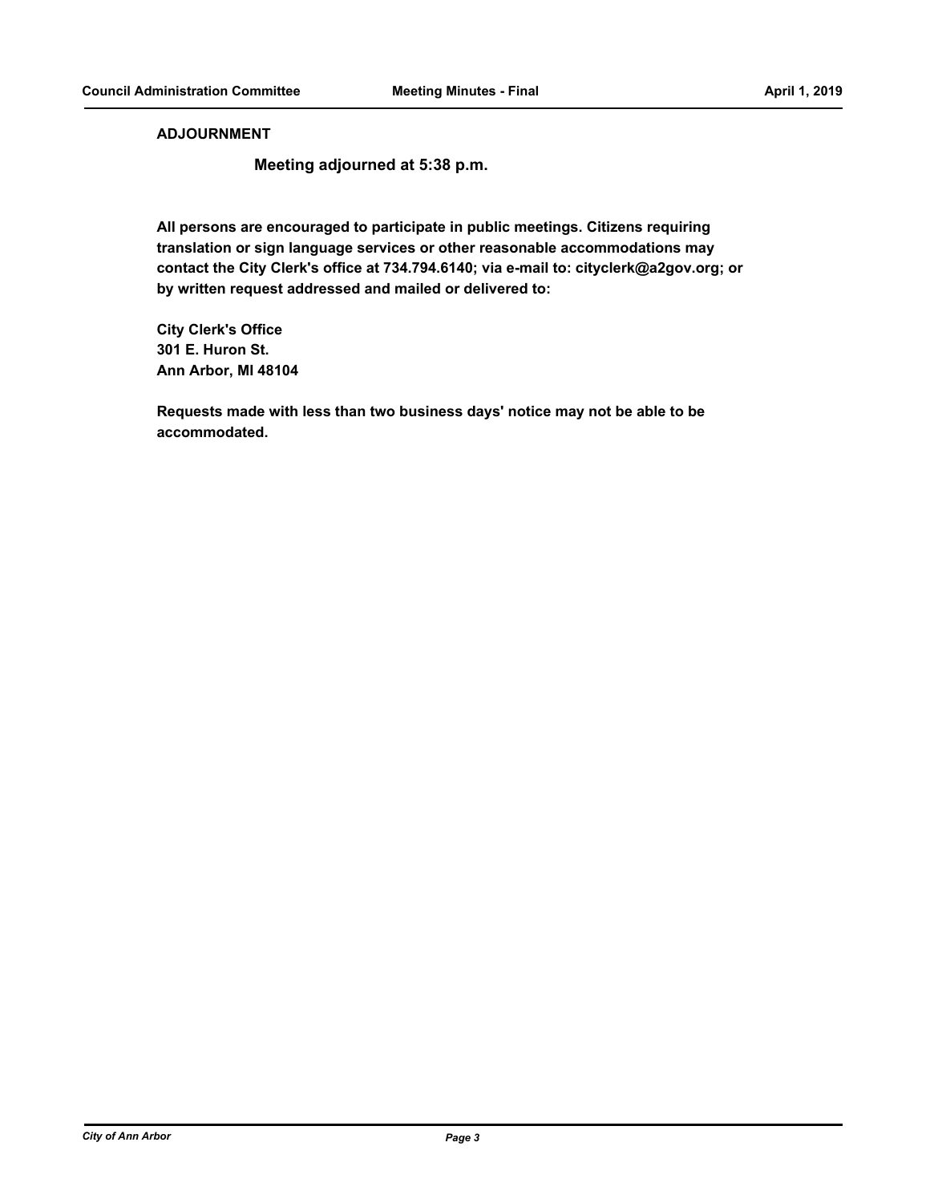## ADJOURNMENT

**Meeting adjourned at 5:38 p.m.**

**All persons are encouraged to participate in public meetings. Citizens requiring translation or sign language services or other reasonable accommodations may contact the City Clerk's office at 734.794.6140; via e-mail to: cityclerk@a2gov.org; or by written request addressed and mailed or delivered to:**

**City Clerk's Office**
**301 E. Huron St.**
**Ann Arbor, MI 48104**

**Requests made with less than two business days' notice may not be able to be accommodated.**